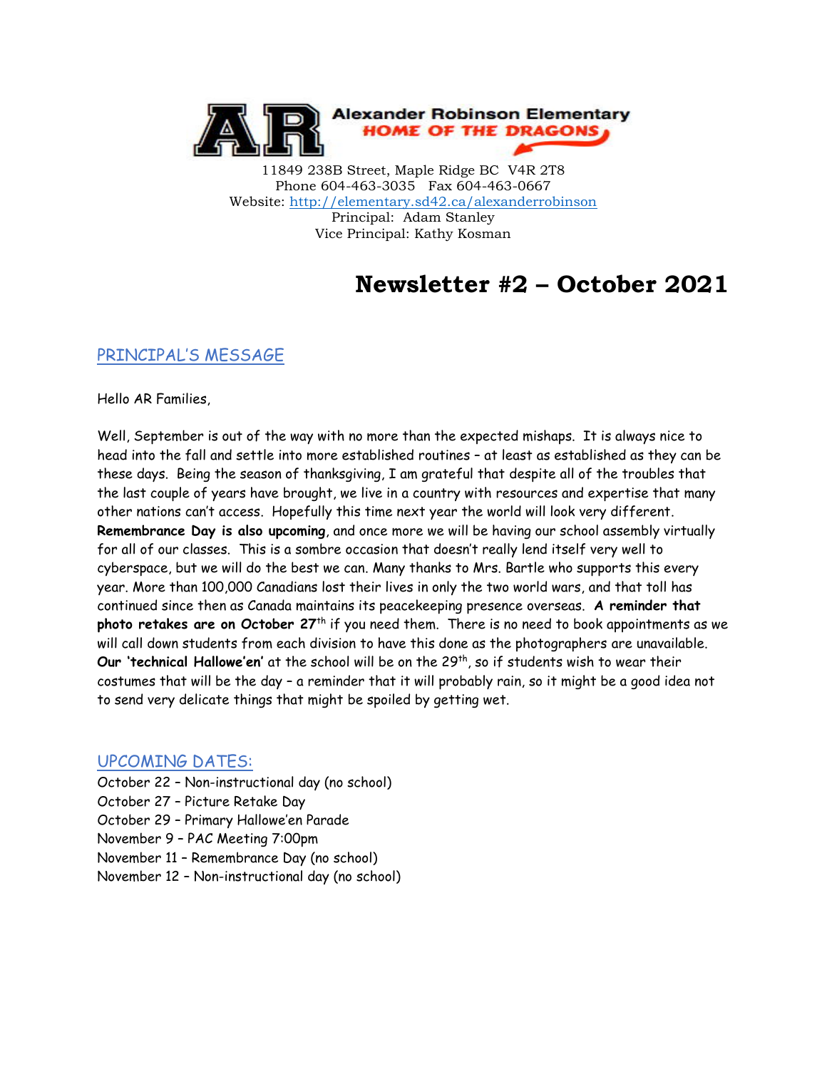**Alexander Robinson Elementary**
**HOME OF THE DRAGONS**

11849 238B Street, Maple Ridge BC V4R 2T8
Phone 604-463-3035 Fax 604-463-0667
Website: http://elementary.sd42.ca/alexanderrobinson
Principal: Adam Stanley
Vice Principal: Kathy Kosman

# Newsletter #2 – October 2021

## PRINCIPAL'S MESSAGE

Hello AR Families,

Well, September is out of the way with no more than the expected mishaps. It is always nice to head into the fall and settle into more established routines – at least as established as they can be these days. Being the season of thanksgiving, I am grateful that despite all of the troubles that the last couple of years have brought, we live in a country with resources and expertise that many other nations can't access. Hopefully this time next year the world will look very different. **Remembrance Day is also upcoming**, and once more we will be having our school assembly virtually for all of our classes. This is a sombre occasion that doesn't really lend itself very well to cyberspace, but we will do the best we can. Many thanks to Mrs. Bartle who supports this every year. More than 100,000 Canadians lost their lives in only the two world wars, and that toll has continued since then as Canada maintains its peacekeeping presence overseas. **A reminder that photo retakes are on October 27th** if you need them. There is no need to book appointments as we will call down students from each division to have this done as the photographers are unavailable. **Our 'technical Hallowe'en'** at the school will be on the 29th, so if students wish to wear their costumes that will be the day – a reminder that it will probably rain, so it might be a good idea not to send very delicate things that might be spoiled by getting wet.

## UPCOMING DATES:

October 22 – Non-instructional day (no school)
October 27 – Picture Retake Day
October 29 – Primary Hallowe'en Parade
November 9 – PAC Meeting 7:00pm
November 11 – Remembrance Day (no school)
November 12 – Non-instructional day (no school)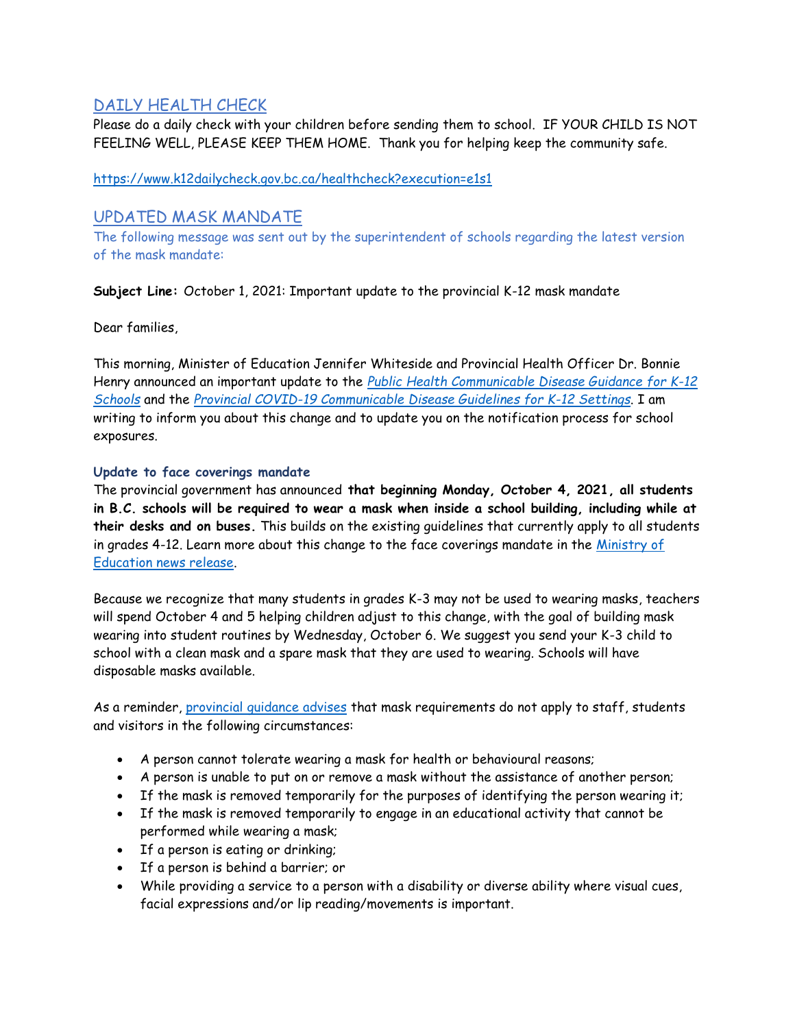## DAILY HEALTH CHECK

Please do a daily check with your children before sending them to school. IF YOUR CHILD IS NOT FEELING WELL, PLEASE KEEP THEM HOME. Thank you for helping keep the community safe.

https://www.k12dailycheck.gov.bc.ca/healthcheck?execution=e1s1

## UPDATED MASK MANDATE

The following message was sent out by the superintendent of schools regarding the latest version of the mask mandate:

**Subject Line:** October 1, 2021: Important update to the provincial K-12 mask mandate

Dear families,

This morning, Minister of Education Jennifer Whiteside and Provincial Health Officer Dr. Bonnie Henry announced an important update to the *Public Health Communicable Disease Guidance for K-12 Schools* and the *Provincial COVID-19 Communicable Disease Guidelines for K-12 Settings*. I am writing to inform you about this change and to update you on the notification process for school exposures.

### Update to face coverings mandate

The provincial government has announced **that beginning Monday, October 4, 2021, all students in B.C. schools will be required to wear a mask when inside a school building, including while at their desks and on buses.** This builds on the existing guidelines that currently apply to all students in grades 4-12. Learn more about this change to the face coverings mandate in the Ministry of Education news release.

Because we recognize that many students in grades K-3 may not be used to wearing masks, teachers will spend October 4 and 5 helping children adjust to this change, with the goal of building mask wearing into student routines by Wednesday, October 6. We suggest you send your K-3 child to school with a clean mask and a spare mask that they are used to wearing. Schools will have disposable masks available.

As a reminder, provincial guidance advises that mask requirements do not apply to staff, students and visitors in the following circumstances:

- A person cannot tolerate wearing a mask for health or behavioural reasons;
- A person is unable to put on or remove a mask without the assistance of another person;
- If the mask is removed temporarily for the purposes of identifying the person wearing it;
- If the mask is removed temporarily to engage in an educational activity that cannot be performed while wearing a mask;
- If a person is eating or drinking;
- If a person is behind a barrier; or
- While providing a service to a person with a disability or diverse ability where visual cues, facial expressions and/or lip reading/movements is important.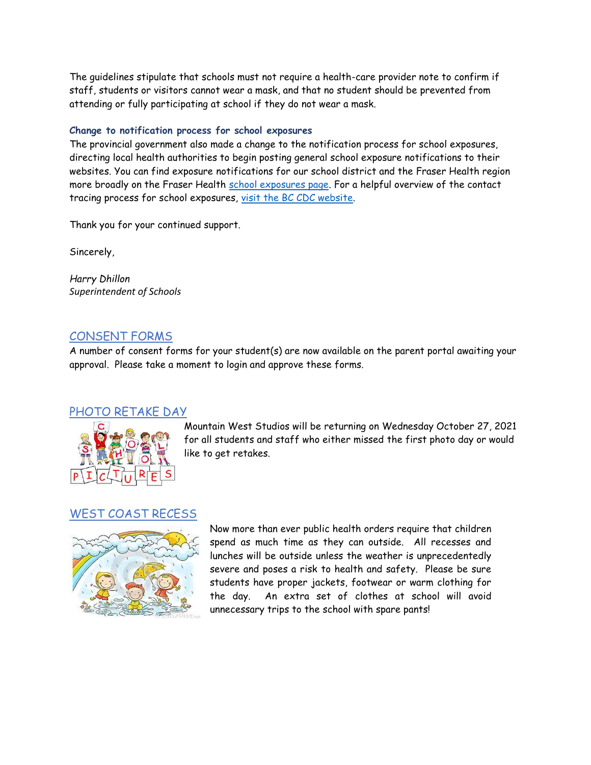The guidelines stipulate that schools must not require a health-care provider note to confirm if staff, students or visitors cannot wear a mask, and that no student should be prevented from attending or fully participating at school if they do not wear a mask.

**Change to notification process for school exposures**

The provincial government also made a change to the notification process for school exposures, directing local health authorities to begin posting general school exposure notifications to their websites. You can find exposure notifications for our school district and the Fraser Health region more broadly on the Fraser Health school exposures page. For a helpful overview of the contact tracing process for school exposures, visit the BC CDC website.

Thank you for your continued support.

Sincerely,

*Harry Dhillon*
*Superintendent of Schools*

## CONSENT FORMS

A number of consent forms for your student(s) are now available on the parent portal awaiting your approval. Please take a moment to login and approve these forms.

## PHOTO RETAKE DAY

Mountain West Studios will be returning on Wednesday October 27, 2021 for all students and staff who either missed the first photo day or would like to get retakes.

## WEST COAST RECESS

Now more than ever public health orders require that children spend as much time as they can outside. All recesses and lunches will be outside unless the weather is unprecedentedly severe and poses a risk to health and safety. Please be sure students have proper jackets, footwear or warm clothing for the day. An extra set of clothes at school will avoid unnecessary trips to the school with spare pants!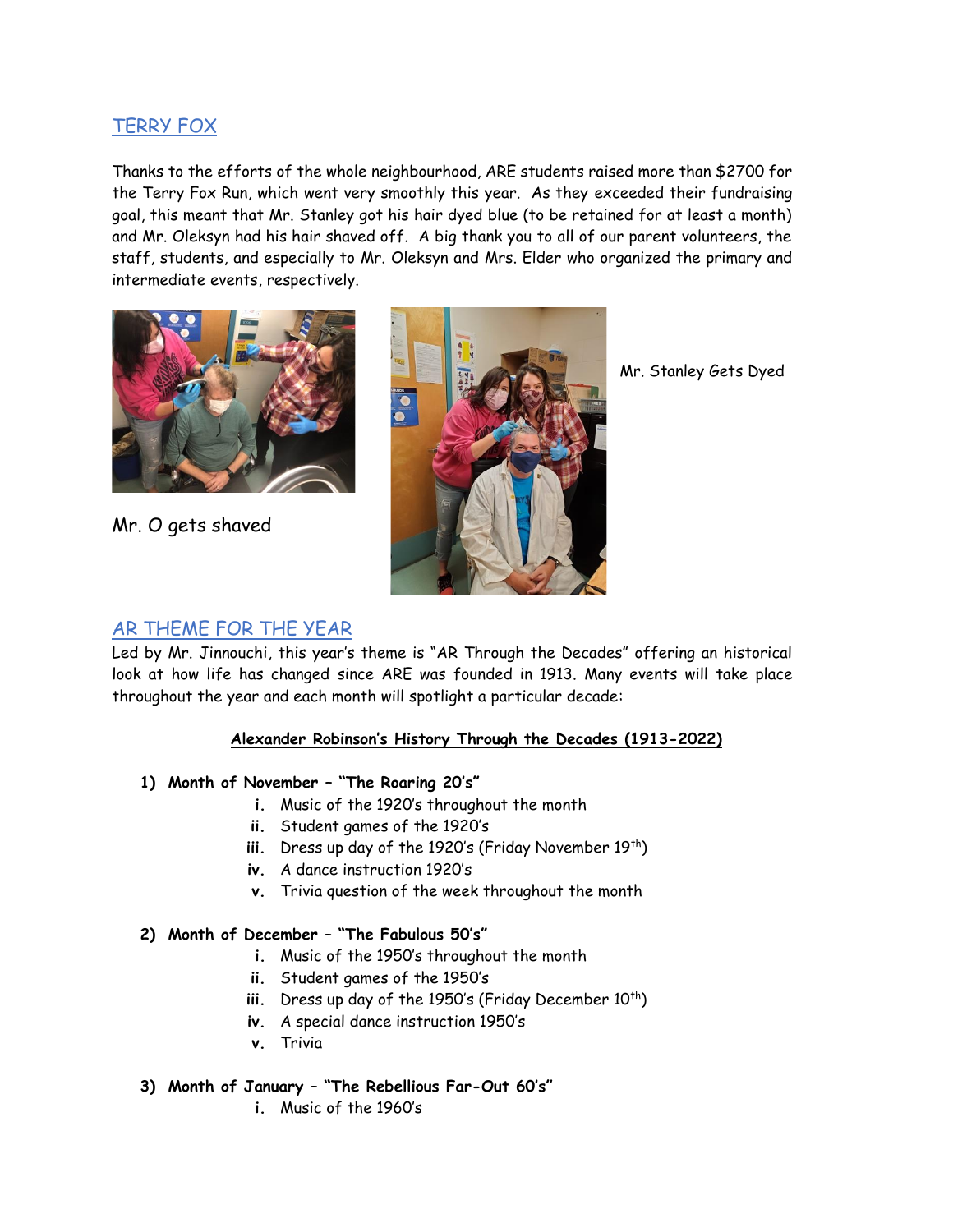## TERRY FOX

Thanks to the efforts of the whole neighbourhood, ARE students raised more than $2700 for the Terry Fox Run, which went very smoothly this year. As they exceeded their fundraising goal, this meant that Mr. Stanley got his hair dyed blue (to be retained for at least a month) and Mr. Oleksyn had his hair shaved off. A big thank you to all of our parent volunteers, the staff, students, and especially to Mr. Oleksyn and Mrs. Elder who organized the primary and intermediate events, respectively.

Mr. O gets shaved

Mr. Stanley Gets Dyed

## AR THEME FOR THE YEAR

Led by Mr. Jinnouchi, this year's theme is "AR Through the Decades" offering an historical look at how life has changed since ARE was founded in 1913. Many events will take place throughout the year and each month will spotlight a particular decade:

**Alexander Robinson's History Through the Decades (1913-2022)**

1) **Month of November – "The Roaring 20's"**
   i. Music of the 1920's throughout the month
   ii. Student games of the 1920's
   iii. Dress up day of the 1920's (Friday November 19th)
   iv. A dance instruction 1920's
   v. Trivia question of the week throughout the month

2) **Month of December – "The Fabulous 50's"**
   i. Music of the 1950's throughout the month
   ii. Student games of the 1950's
   iii. Dress up day of the 1950's (Friday December 10th)
   iv. A special dance instruction 1950's
   v. Trivia

3) **Month of January – "The Rebellious Far-Out 60's"**
   i. Music of the 1960's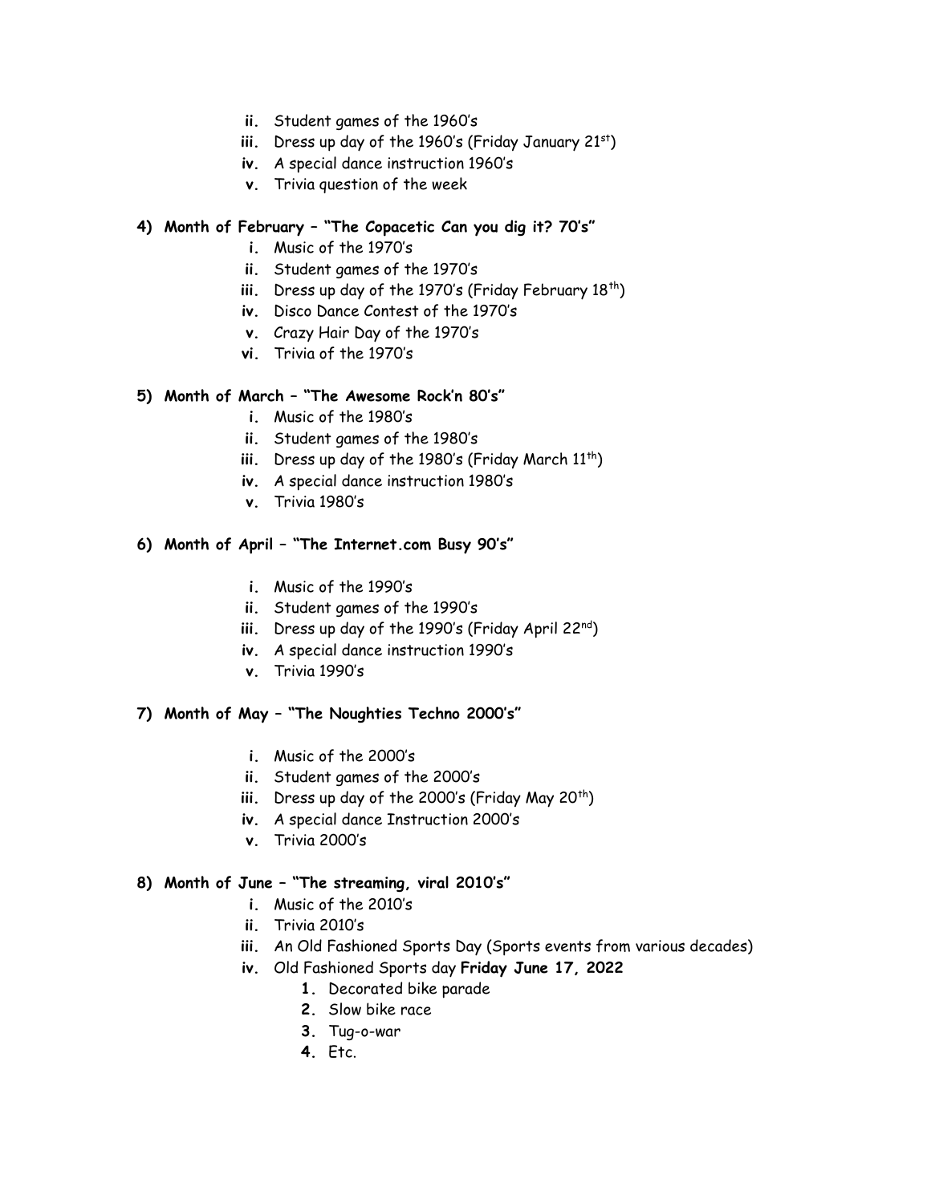ii. Student games of the 1960's
iii. Dress up day of the 1960's (Friday January 21st)
iv. A special dance instruction 1960's
v. Trivia question of the week

**4) Month of February – "The Copacetic Can you dig it? 70's"**

i. Music of the 1970's
ii. Student games of the 1970's
iii. Dress up day of the 1970's (Friday February 18th)
iv. Disco Dance Contest of the 1970's
v. Crazy Hair Day of the 1970's
vi. Trivia of the 1970's

**5) Month of March – "The Awesome Rock'n 80's"**

i. Music of the 1980's
ii. Student games of the 1980's
iii. Dress up day of the 1980's (Friday March 11th)
iv. A special dance instruction 1980's
v. Trivia 1980's

**6) Month of April – "The Internet.com Busy 90's"**

i. Music of the 1990's
ii. Student games of the 1990's
iii. Dress up day of the 1990's (Friday April 22nd)
iv. A special dance instruction 1990's
v. Trivia 1990's

**7) Month of May – "The Noughties Techno 2000's"**

i. Music of the 2000's
ii. Student games of the 2000's
iii. Dress up day of the 2000's (Friday May 20th)
iv. A special dance Instruction 2000's
v. Trivia 2000's

**8) Month of June – "The streaming, viral 2010's"**

i. Music of the 2010's
ii. Trivia 2010's
iii. An Old Fashioned Sports Day (Sports events from various decades)
iv. Old Fashioned Sports day **Friday June 17, 2022**
   1. Decorated bike parade
   2. Slow bike race
   3. Tug-o-war
   4. Etc.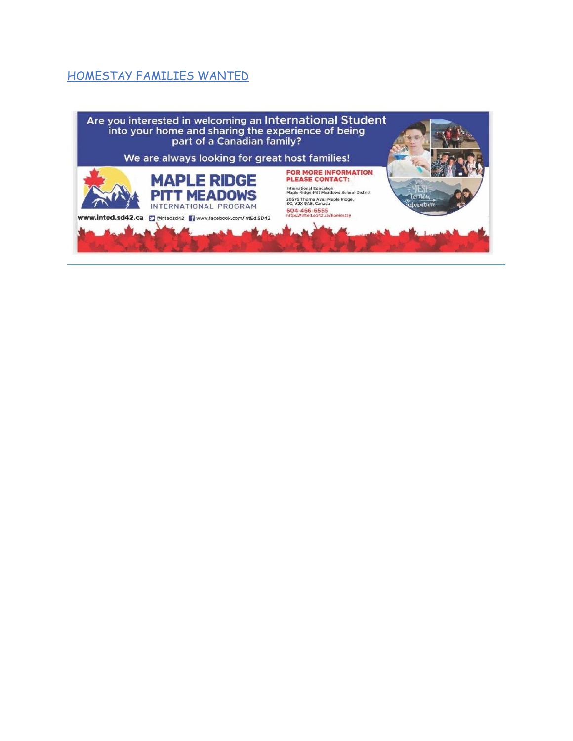## HOMESTAY FAMILIES WANTED

Are you interested in welcoming an International Student into your home and sharing the experience of being part of a Canadian family?

We are always looking for great host families!

**MAPLE RIDGE PITT MEADOWS**
INTERNATIONAL PROGRAM

**FOR MORE INFORMATION PLEASE CONTACT:**

International Education
Maple Ridge-Pitt Meadows School District
20575 Thorne Ave., Maple Ridge,
BC, V2X 9A6, Canada

604-466-6555
https://inted.sd42.ca/homestay

www.inted.sd42.ca @intedsd42 www.facebook.com/IntEd.SD42

YES! to new adventure

---